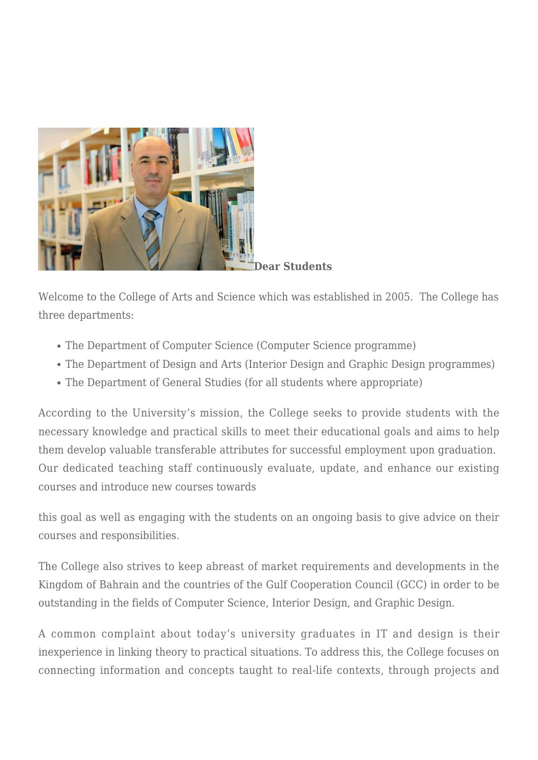**Dear Students**

Welcome to the College of Arts and Science which was established in 2005. The College has three departments:

- The Department of Computer Science (Computer Science programme)
- The Department of Design and Arts (Interior Design and Graphic Design programmes)
- The Department of General Studies (for all students where appropriate)

According to the University's mission, the College seeks to provide students with the necessary knowledge and practical skills to meet their educational goals and aims to help them develop valuable transferable attributes for successful employment upon graduation. Our dedicated teaching staff continuously evaluate, update, and enhance our existing courses and introduce new courses towards

this goal as well as engaging with the students on an ongoing basis to give advice on their courses and responsibilities.

The College also strives to keep abreast of market requirements and developments in the Kingdom of Bahrain and the countries of the Gulf Cooperation Council (GCC) in order to be outstanding in the fields of Computer Science, Interior Design, and Graphic Design.

A common complaint about today's university graduates in IT and design is their inexperience in linking theory to practical situations. To address this, the College focuses on connecting information and concepts taught to real-life contexts, through projects and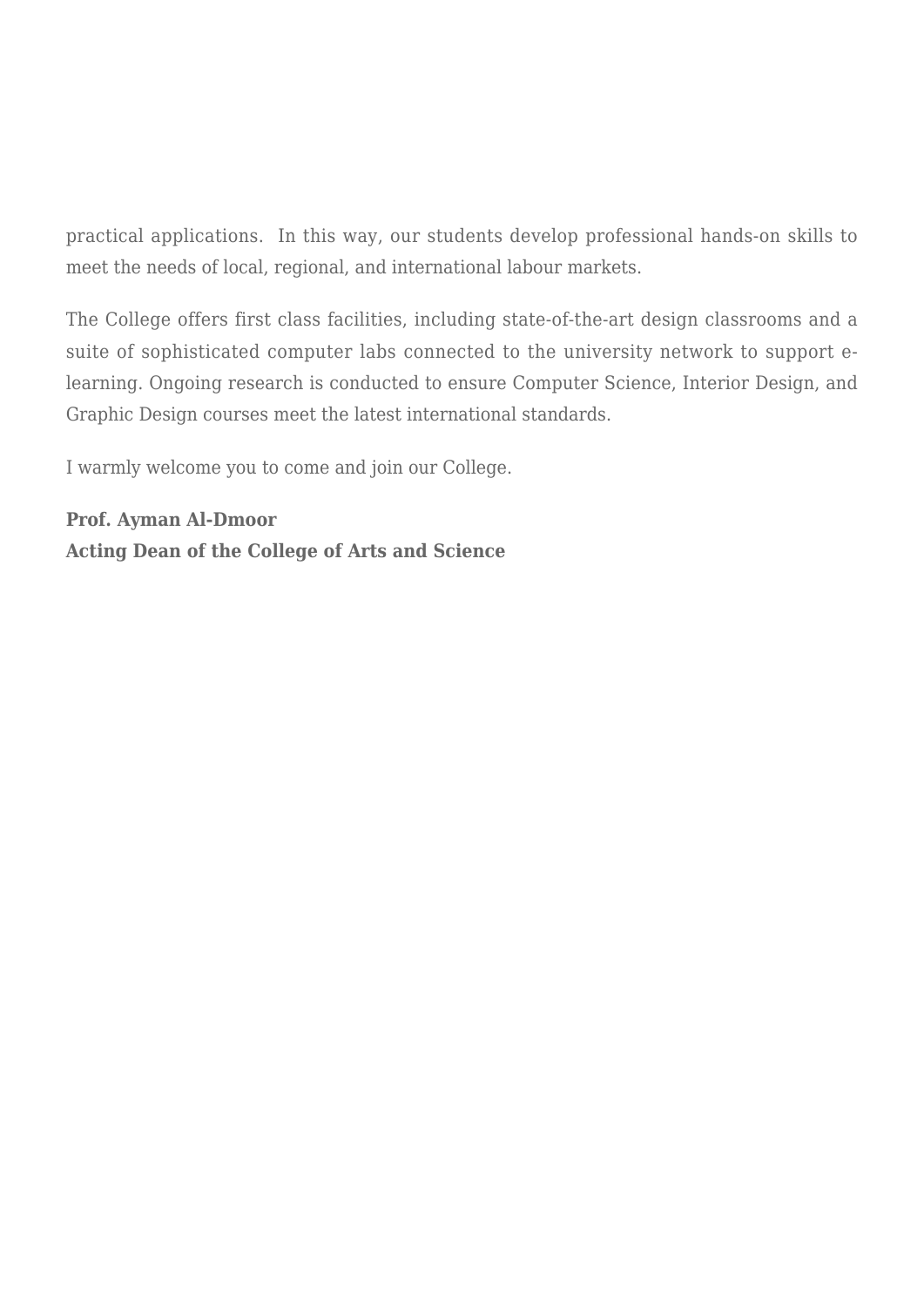practical applications.  In this way, our students develop professional hands-on skills to meet the needs of local, regional, and international labour markets.

The College offers first class facilities, including state-of-the-art design classrooms and a suite of sophisticated computer labs connected to the university network to support e-learning. Ongoing research is conducted to ensure Computer Science, Interior Design, and Graphic Design courses meet the latest international standards.

I warmly welcome you to come and join our College.

**Prof. Ayman Al-Dmoor**
**Acting Dean of the College of Arts and Science**